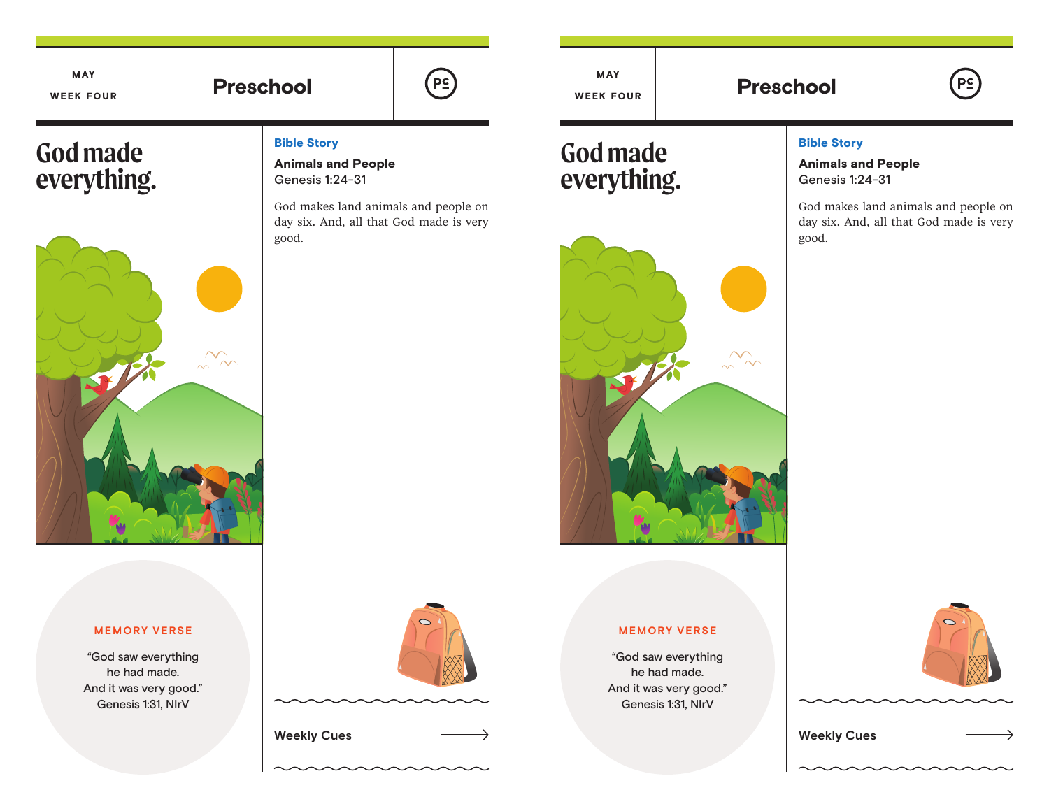MAY

WEEK FOUR

# Preschool

## God made everything.

### Bible Story

**Animals and People**
Genesis 1:24-31

God makes land animals and people on day six. And, all that God made is very good.

MEMORY VERSE

"God saw everything he had made. And it was very good."
Genesis 1:31, NIrV

Weekly Cues

MAY

WEEK FOUR

# Preschool

## God made everything.

### Bible Story

**Animals and People**
Genesis 1:24-31

God makes land animals and people on day six. And, all that God made is very good.

MEMORY VERSE

"God saw everything he had made. And it was very good."
Genesis 1:31, NIrV

Weekly Cues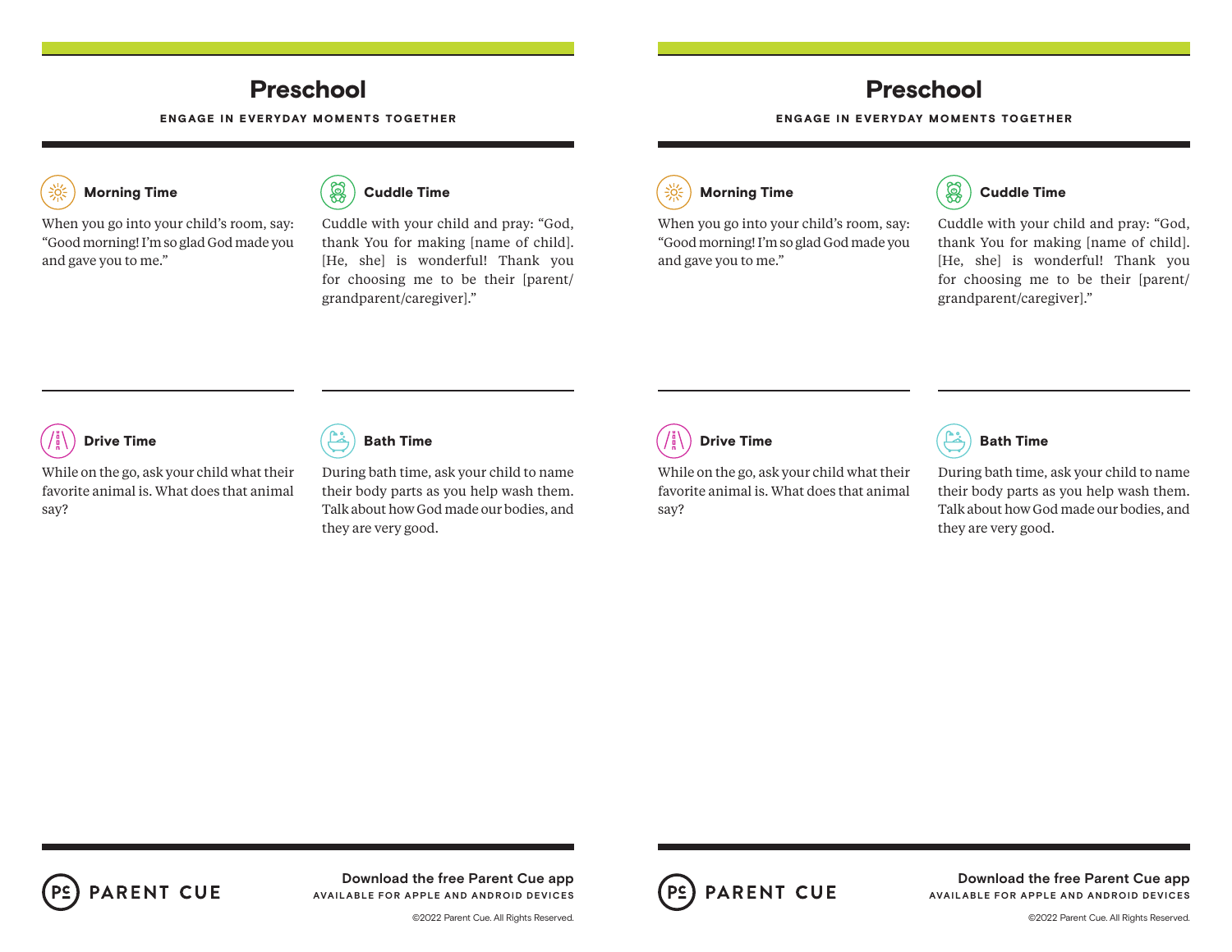# Preschool

**ENGAGE IN EVERYDAY MOMENTS TOGETHER**

### Morning Time

When you go into your child's room, say: "Good morning! I'm so glad God made you and gave you to me."

### Cuddle Time

Cuddle with your child and pray: "God, thank You for making [name of child]. [He, she] is wonderful! Thank you for choosing me to be their [parent/grandparent/caregiver]."

### Drive Time

While on the go, ask your child what their favorite animal is. What does that animal say?

### Bath Time

During bath time, ask your child to name their body parts as you help wash them. Talk about how God made our bodies, and they are very good.

PARENT CUE

**Download the free Parent Cue app**

AVAILABLE FOR APPLE AND ANDROID DEVICES

©2022 Parent Cue. All Rights Reserved.

# Preschool

**ENGAGE IN EVERYDAY MOMENTS TOGETHER**

### Morning Time

When you go into your child's room, say: "Good morning! I'm so glad God made you and gave you to me."

### Cuddle Time

Cuddle with your child and pray: "God, thank You for making [name of child]. [He, she] is wonderful! Thank you for choosing me to be their [parent/grandparent/caregiver]."

### Drive Time

While on the go, ask your child what their favorite animal is. What does that animal say?

### Bath Time

During bath time, ask your child to name their body parts as you help wash them. Talk about how God made our bodies, and they are very good.

PARENT CUE

**Download the free Parent Cue app**

AVAILABLE FOR APPLE AND ANDROID DEVICES

©2022 Parent Cue. All Rights Reserved.